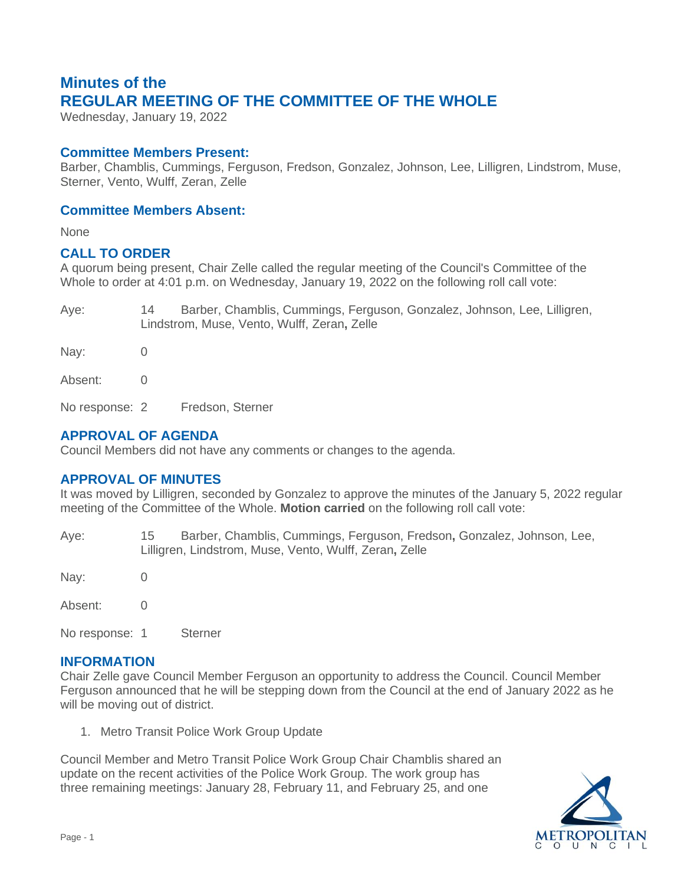# Minutes of the
# REGULAR MEETING OF THE COMMITTEE OF THE WHOLE

Wednesday, January 19, 2022

## Committee Members Present:

Barber, Chamblis, Cummings, Ferguson, Fredson, Gonzalez, Johnson, Lee, Lilligren, Lindstrom, Muse, Sterner, Vento, Wulff, Zeran, Zelle

## Committee Members Absent:

None

## CALL TO ORDER

A quorum being present, Chair Zelle called the regular meeting of the Council's Committee of the Whole to order at 4:01 p.m. on Wednesday, January 19, 2022 on the following roll call vote:

Aye: 14 Barber, Chamblis, Cummings, Ferguson, Gonzalez, Johnson, Lee, Lilligren, Lindstrom, Muse, Vento, Wulff, Zeran**,** Zelle

Nay: 0

Absent: 0

No response: 2 Fredson, Sterner

## APPROVAL OF AGENDA

Council Members did not have any comments or changes to the agenda.

## APPROVAL OF MINUTES

It was moved by Lilligren, seconded by Gonzalez to approve the minutes of the January 5, 2022 regular meeting of the Committee of the Whole. **Motion carried** on the following roll call vote:

Aye: 15 Barber, Chamblis, Cummings, Ferguson, Fredson**,** Gonzalez, Johnson, Lee, Lilligren, Lindstrom, Muse, Vento, Wulff, Zeran**,** Zelle

Nay: 0

Absent: 0

No response: 1 Sterner

## INFORMATION

Chair Zelle gave Council Member Ferguson an opportunity to address the Council. Council Member Ferguson announced that he will be stepping down from the Council at the end of January 2022 as he will be moving out of district.

1. Metro Transit Police Work Group Update

Council Member and Metro Transit Police Work Group Chair Chamblis shared an update on the recent activities of the Police Work Group. The work group has three remaining meetings: January 28, February 11, and February 25, and one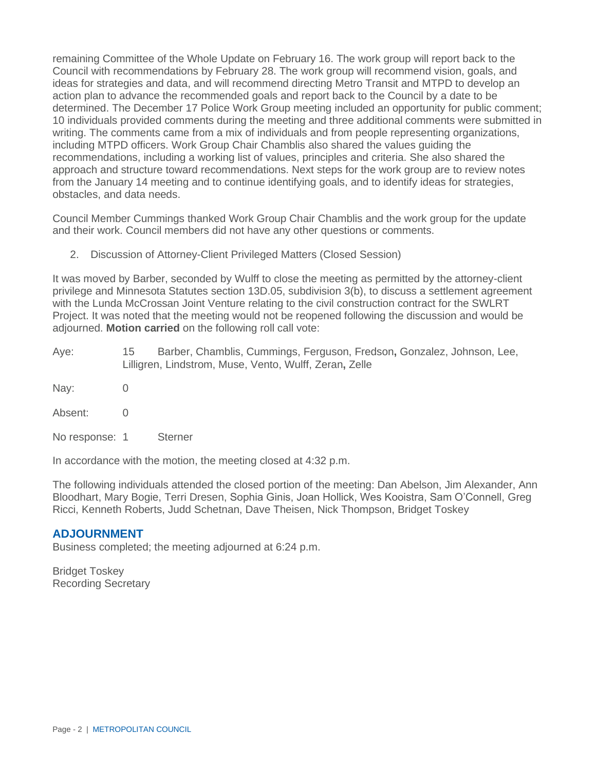remaining Committee of the Whole Update on February 16. The work group will report back to the Council with recommendations by February 28. The work group will recommend vision, goals, and ideas for strategies and data, and will recommend directing Metro Transit and MTPD to develop an action plan to advance the recommended goals and report back to the Council by a date to be determined. The December 17 Police Work Group meeting included an opportunity for public comment; 10 individuals provided comments during the meeting and three additional comments were submitted in writing. The comments came from a mix of individuals and from people representing organizations, including MTPD officers. Work Group Chair Chamblis also shared the values guiding the recommendations, including a working list of values, principles and criteria. She also shared the approach and structure toward recommendations. Next steps for the work group are to review notes from the January 14 meeting and to continue identifying goals, and to identify ideas for strategies, obstacles, and data needs.

Council Member Cummings thanked Work Group Chair Chamblis and the work group for the update and their work. Council members did not have any other questions or comments.

2. Discussion of Attorney-Client Privileged Matters (Closed Session)

It was moved by Barber, seconded by Wulff to close the meeting as permitted by the attorney-client privilege and Minnesota Statutes section 13D.05, subdivision 3(b), to discuss a settlement agreement with the Lunda McCrossan Joint Venture relating to the civil construction contract for the SWLRT Project. It was noted that the meeting would not be reopened following the discussion and would be adjourned. **Motion carried** on the following roll call vote:

| | | |
|---|---|---|
| Aye: | 15 | Barber, Chamblis, Cummings, Ferguson, Fredson, Gonzalez, Johnson, Lee, Lilligren, Lindstrom, Muse, Vento, Wulff, Zeran, Zelle |
| Nay: | 0 | |
| Absent: | 0 | |
| No response: | 1 | Sterner |

In accordance with the motion, the meeting closed at 4:32 p.m.

The following individuals attended the closed portion of the meeting: Dan Abelson, Jim Alexander, Ann Bloodhart, Mary Bogie, Terri Dresen, Sophia Ginis, Joan Hollick, Wes Kooistra, Sam O'Connell, Greg Ricci, Kenneth Roberts, Judd Schetnan, Dave Theisen, Nick Thompson, Bridget Toskey

## ADJOURNMENT

Business completed; the meeting adjourned at 6:24 p.m.

Bridget Toskey
Recording Secretary